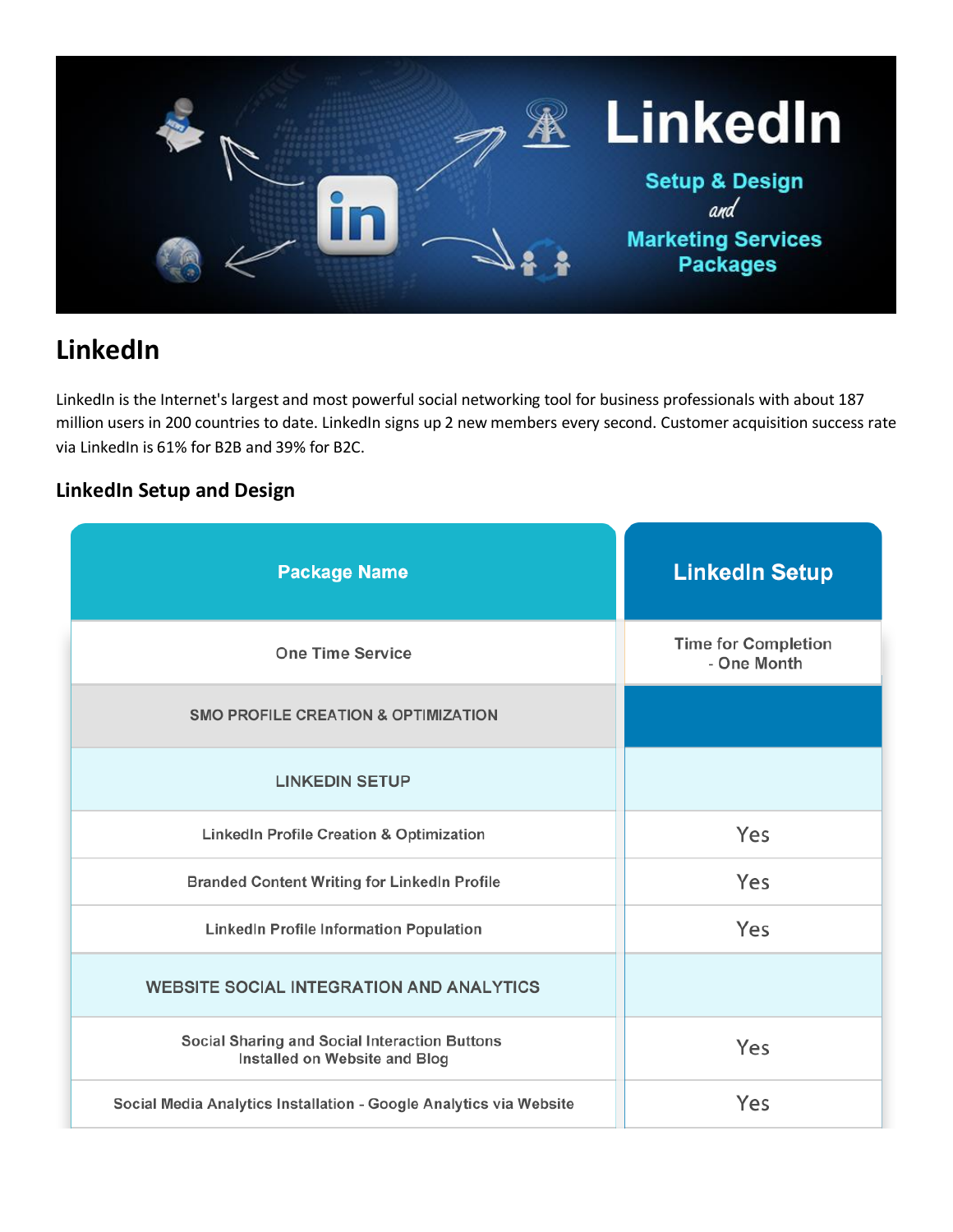## LinkedIn

LinkedIn is the Internet's largest and most powerful social networking tool for business professionals with about 187 million users in 200 countries to date. LinkedIn signs up 2 new members every second. Customer acquisition success rate via LinkedIn is 61% for B2B and 39% for B2C.

### LinkedIn Setup and Design

| Package Name | LinkedIn Setup |
| --- | --- |
| One Time Service | Time for Completion - One Month |
| SMO PROFILE CREATION & OPTIMIZATION | |
| LINKEDIN SETUP | |
| LinkedIn Profile Creation & Optimization | Yes |
| Branded Content Writing for LinkedIn Profile | Yes |
| LinkedIn Profile Information Population | Yes |
| WEBSITE SOCIAL INTEGRATION AND ANALYTICS | |
| Social Sharing and Social Interaction Buttons Installed on Website and Blog | Yes |
| Social Media Analytics Installation - Google Analytics via Website | Yes |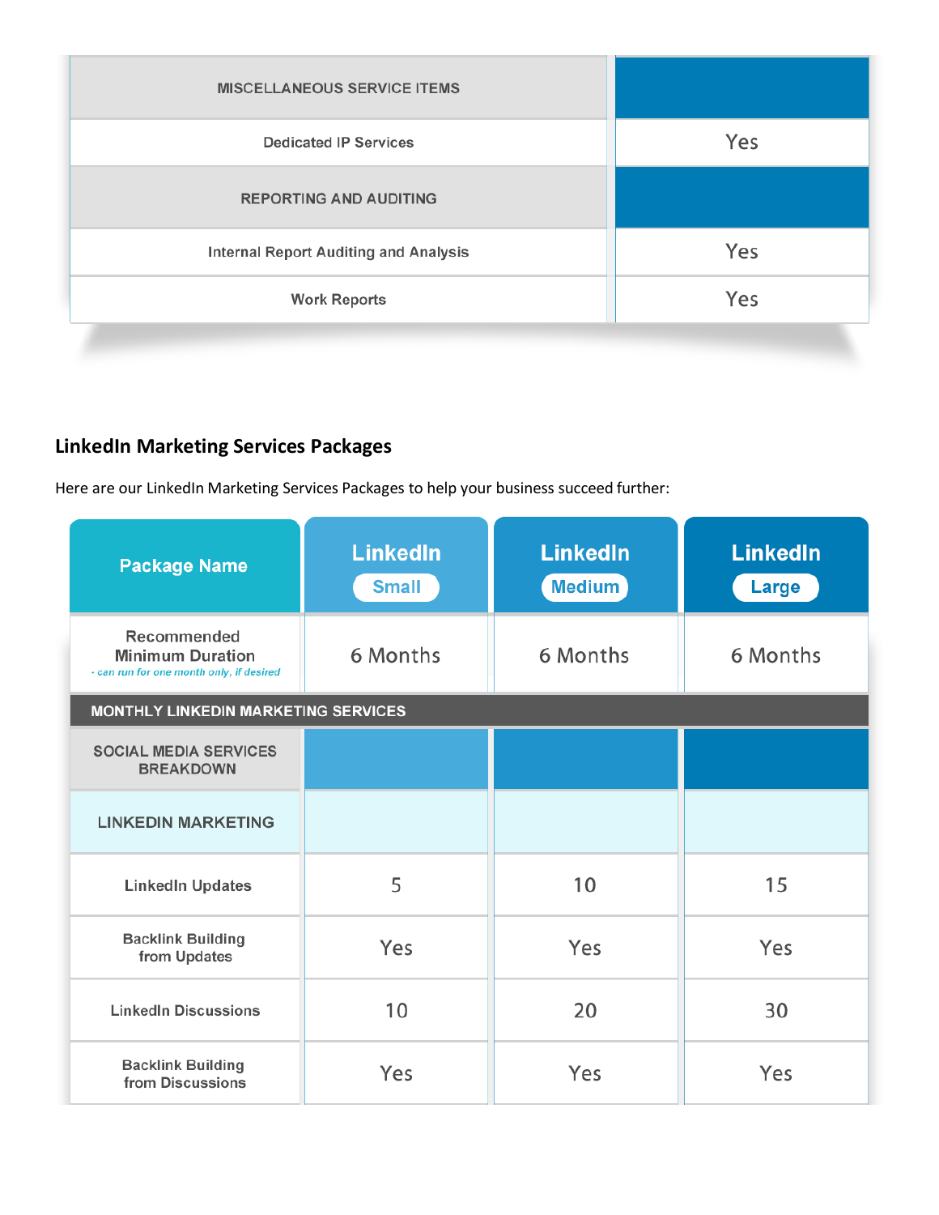| MISCELLANEOUS SERVICE ITEMS | |
|---|---|
| Dedicated IP Services | Yes |
| REPORTING AND AUDITING | |
| Internal Report Auditing and Analysis | Yes |
| Work Reports | Yes |

## LinkedIn Marketing Services Packages

Here are our LinkedIn Marketing Services Packages to help your business succeed further:

| Package Name | LinkedIn Small | LinkedIn Medium | LinkedIn Large |
|---|---|---|---|
| Recommended Minimum Duration *- can run for one month only, if desired* | 6 Months | 6 Months | 6 Months |
| MONTHLY LINKEDIN MARKETING SERVICES | | | |
| SOCIAL MEDIA SERVICES BREAKDOWN | | | |
| LINKEDIN MARKETING | | | |
| LinkedIn Updates | 5 | 10 | 15 |
| Backlink Building from Updates | Yes | Yes | Yes |
| LinkedIn Discussions | 10 | 20 | 30 |
| Backlink Building from Discussions | Yes | Yes | Yes |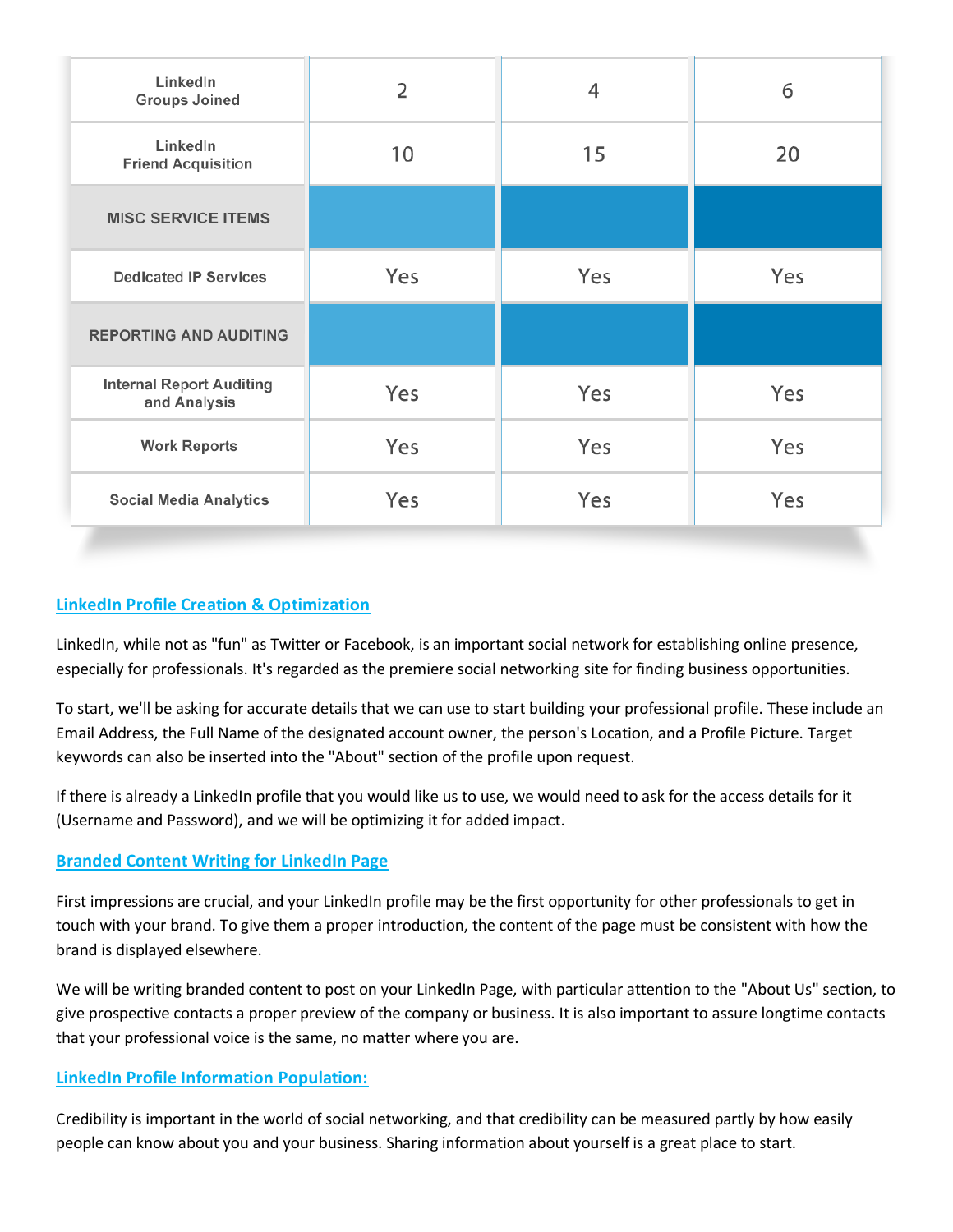| | | | |
|---|---|---|---|
| LinkedIn Groups Joined | 2 | 4 | 6 |
| LinkedIn Friend Acquisition | 10 | 15 | 20 |
| **MISC SERVICE ITEMS** | | | |
| Dedicated IP Services | Yes | Yes | Yes |
| **REPORTING AND AUDITING** | | | |
| Internal Report Auditing and Analysis | Yes | Yes | Yes |
| Work Reports | Yes | Yes | Yes |
| Social Media Analytics | Yes | Yes | Yes |

### LinkedIn Profile Creation & Optimization

LinkedIn, while not as "fun" as Twitter or Facebook, is an important social network for establishing online presence, especially for professionals. It's regarded as the premiere social networking site for finding business opportunities.

To start, we'll be asking for accurate details that we can use to start building your professional profile. These include an Email Address, the Full Name of the designated account owner, the person's Location, and a Profile Picture. Target keywords can also be inserted into the "About" section of the profile upon request.

If there is already a LinkedIn profile that you would like us to use, we would need to ask for the access details for it (Username and Password), and we will be optimizing it for added impact.

### Branded Content Writing for LinkedIn Page

First impressions are crucial, and your LinkedIn profile may be the first opportunity for other professionals to get in touch with your brand. To give them a proper introduction, the content of the page must be consistent with how the brand is displayed elsewhere.

We will be writing branded content to post on your LinkedIn Page, with particular attention to the "About Us" section, to give prospective contacts a proper preview of the company or business. It is also important to assure longtime contacts that your professional voice is the same, no matter where you are.

### LinkedIn Profile Information Population:

Credibility is important in the world of social networking, and that credibility can be measured partly by how easily people can know about you and your business. Sharing information about yourself is a great place to start.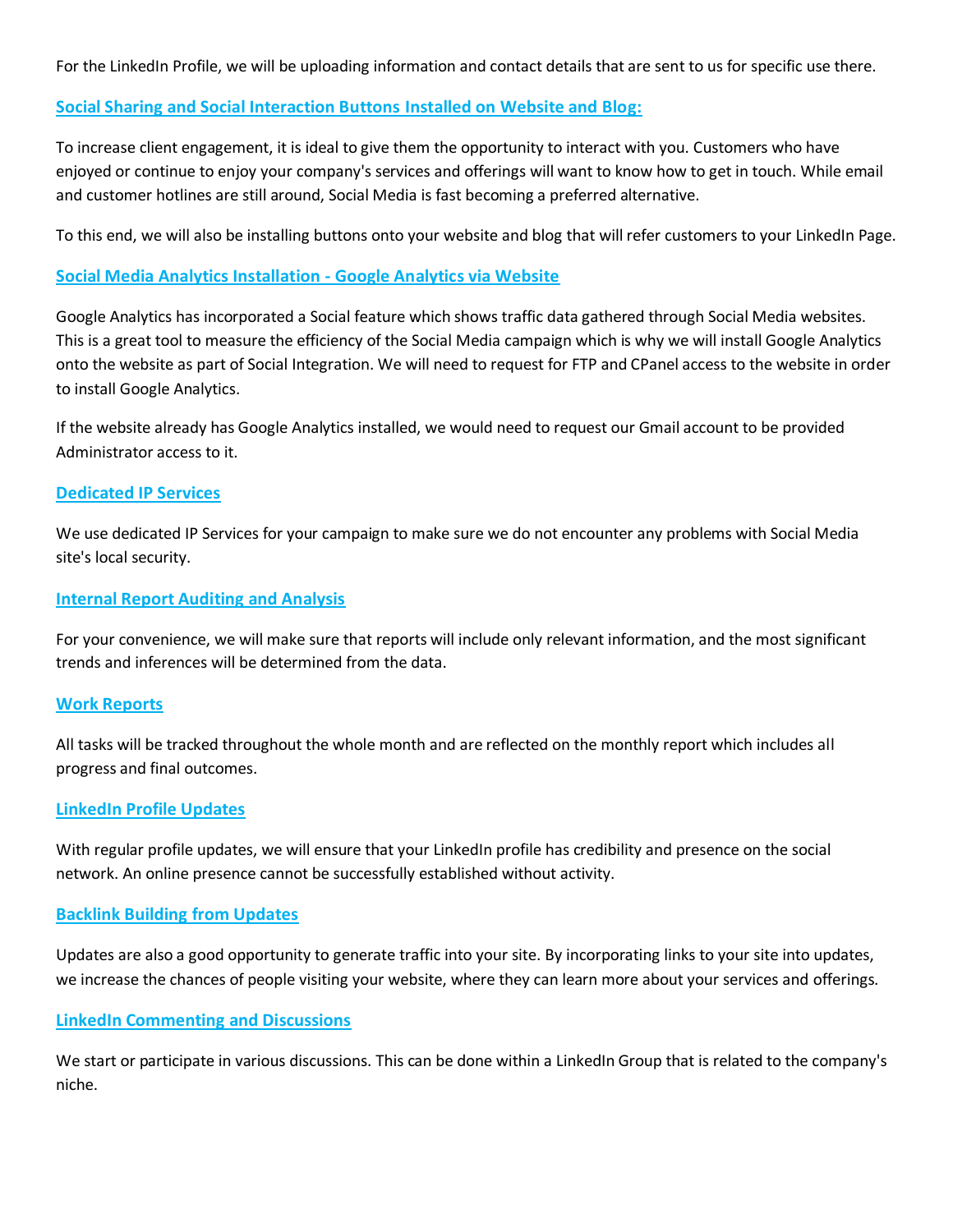For the LinkedIn Profile, we will be uploading information and contact details that are sent to us for specific use there.

### Social Sharing and Social Interaction Buttons Installed on Website and Blog:

To increase client engagement, it is ideal to give them the opportunity to interact with you. Customers who have enjoyed or continue to enjoy your company's services and offerings will want to know how to get in touch. While email and customer hotlines are still around, Social Media is fast becoming a preferred alternative.

To this end, we will also be installing buttons onto your website and blog that will refer customers to your LinkedIn Page.

### Social Media Analytics Installation - Google Analytics via Website

Google Analytics has incorporated a Social feature which shows traffic data gathered through Social Media websites. This is a great tool to measure the efficiency of the Social Media campaign which is why we will install Google Analytics onto the website as part of Social Integration. We will need to request for FTP and CPanel access to the website in order to install Google Analytics.

If the website already has Google Analytics installed, we would need to request our Gmail account to be provided Administrator access to it.

### Dedicated IP Services

We use dedicated IP Services for your campaign to make sure we do not encounter any problems with Social Media site's local security.

### Internal Report Auditing and Analysis

For your convenience, we will make sure that reports will include only relevant information, and the most significant trends and inferences will be determined from the data.

### Work Reports

All tasks will be tracked throughout the whole month and are reflected on the monthly report which includes all progress and final outcomes.

### LinkedIn Profile Updates

With regular profile updates, we will ensure that your LinkedIn profile has credibility and presence on the social network. An online presence cannot be successfully established without activity.

### Backlink Building from Updates

Updates are also a good opportunity to generate traffic into your site. By incorporating links to your site into updates, we increase the chances of people visiting your website, where they can learn more about your services and offerings.

### LinkedIn Commenting and Discussions

We start or participate in various discussions. This can be done within a LinkedIn Group that is related to the company's niche.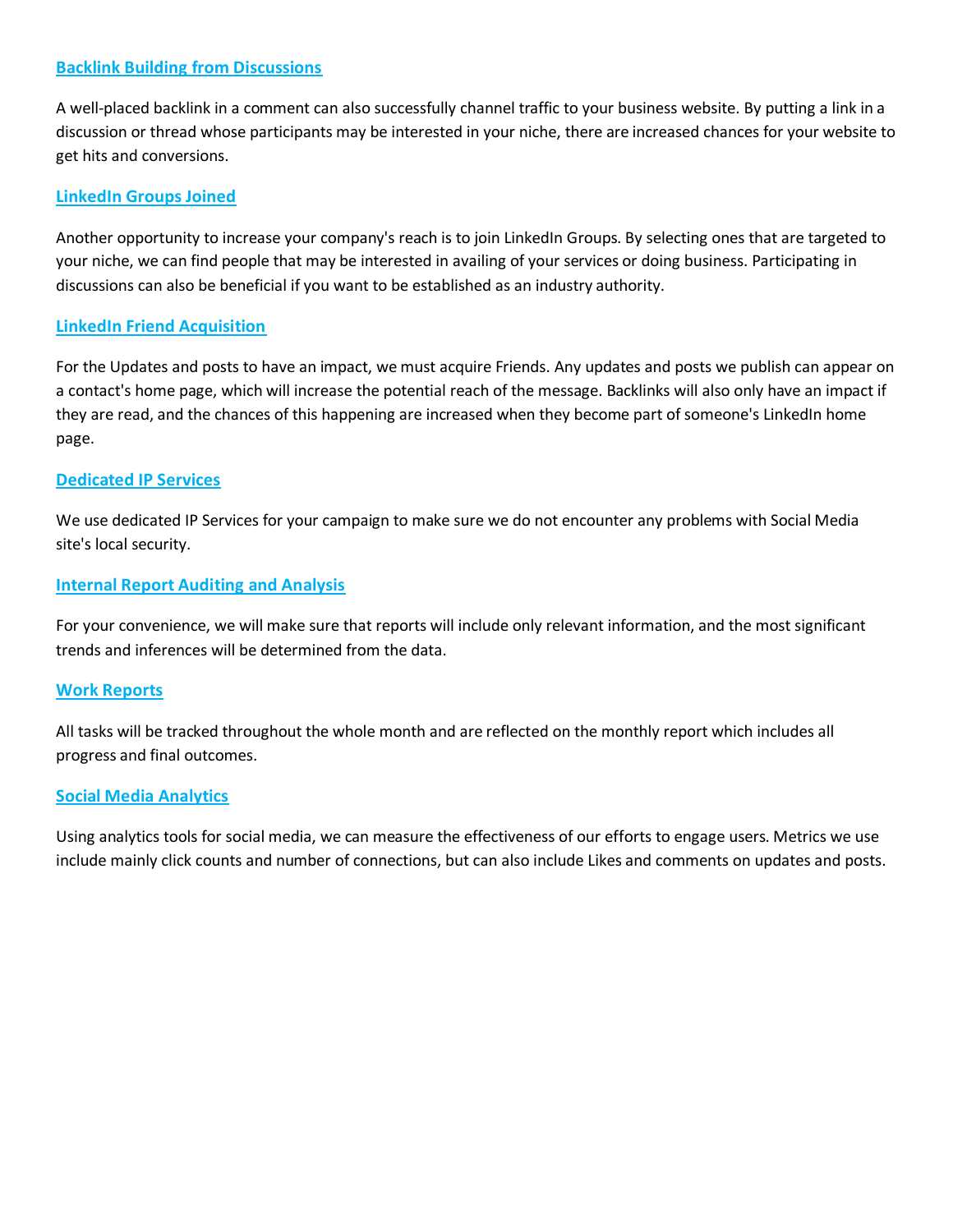### Backlink Building from Discussions

A well-placed backlink in a comment can also successfully channel traffic to your business website. By putting a link in a discussion or thread whose participants may be interested in your niche, there are increased chances for your website to get hits and conversions.

### LinkedIn Groups Joined

Another opportunity to increase your company's reach is to join LinkedIn Groups. By selecting ones that are targeted to your niche, we can find people that may be interested in availing of your services or doing business. Participating in discussions can also be beneficial if you want to be established as an industry authority.

### LinkedIn Friend Acquisition

For the Updates and posts to have an impact, we must acquire Friends. Any updates and posts we publish can appear on a contact's home page, which will increase the potential reach of the message. Backlinks will also only have an impact if they are read, and the chances of this happening are increased when they become part of someone's LinkedIn home page.

### Dedicated IP Services

We use dedicated IP Services for your campaign to make sure we do not encounter any problems with Social Media site's local security.

### Internal Report Auditing and Analysis

For your convenience, we will make sure that reports will include only relevant information, and the most significant trends and inferences will be determined from the data.

### Work Reports

All tasks will be tracked throughout the whole month and are reflected on the monthly report which includes all progress and final outcomes.

### Social Media Analytics

Using analytics tools for social media, we can measure the effectiveness of our efforts to engage users. Metrics we use include mainly click counts and number of connections, but can also include Likes and comments on updates and posts.